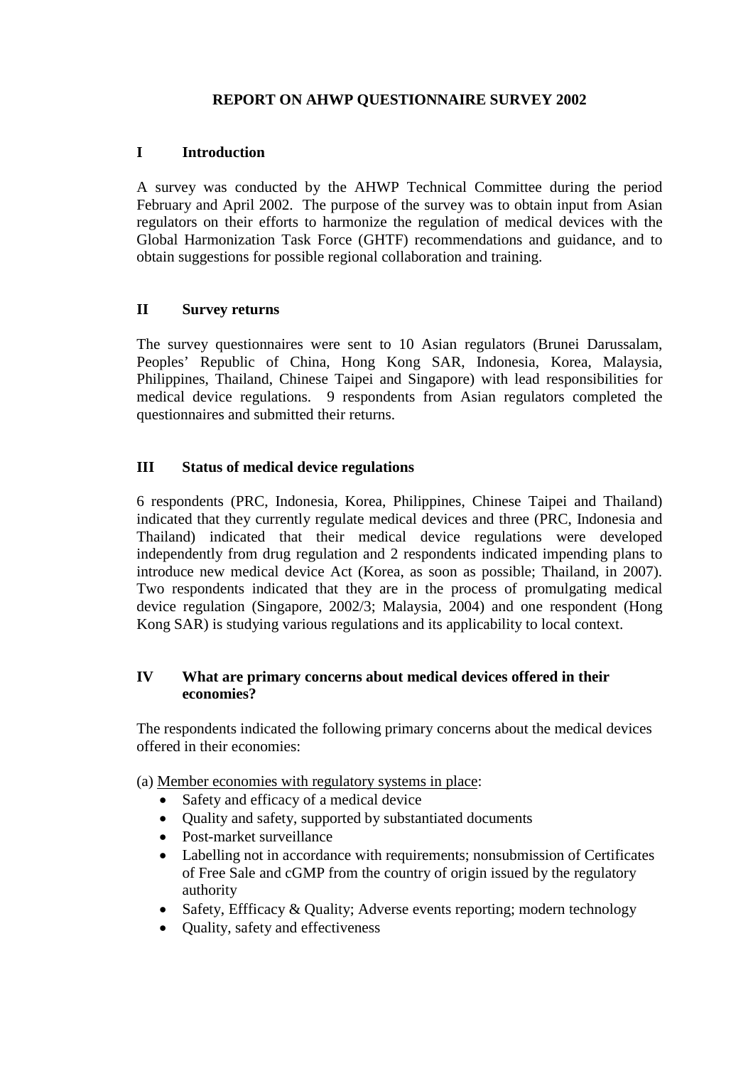# REPORT ON AHWP QUESTIONNAIRE SURVEY 2002

## I Introduction

A survey was conducted by the AHWP Technical Committee during the period February and April 2002. The purpose of the survey was to obtain input from Asian regulators on their efforts to harmonize the regulation of medical devices with the Global Harmonization Task Force (GHTF) recommendations and guidance, and to obtain suggestions for possible regional collaboration and training.

## II Survey returns

The survey questionnaires were sent to 10 Asian regulators (Brunei Darussalam, Peoples' Republic of China, Hong Kong SAR, Indonesia, Korea, Malaysia, Philippines, Thailand, Chinese Taipei and Singapore) with lead responsibilities for medical device regulations. 9 respondents from Asian regulators completed the questionnaires and submitted their returns.

## III Status of medical device regulations

6 respondents (PRC, Indonesia, Korea, Philippines, Chinese Taipei and Thailand) indicated that they currently regulate medical devices and three (PRC, Indonesia and Thailand) indicated that their medical device regulations were developed independently from drug regulation and 2 respondents indicated impending plans to introduce new medical device Act (Korea, as soon as possible; Thailand, in 2007). Two respondents indicated that they are in the process of promulgating medical device regulation (Singapore, 2002/3; Malaysia, 2004) and one respondent (Hong Kong SAR) is studying various regulations and its applicability to local context.

## IV What are primary concerns about medical devices offered in their economies?

The respondents indicated the following primary concerns about the medical devices offered in their economies:

(a) Member economies with regulatory systems in place:

- Safety and efficacy of a medical device
- Quality and safety, supported by substantiated documents
- Post-market surveillance
- Labelling not in accordance with requirements; nonsubmission of Certificates of Free Sale and cGMP from the country of origin issued by the regulatory authority
- Safety, Effficacy & Quality; Adverse events reporting; modern technology
- Quality, safety and effectiveness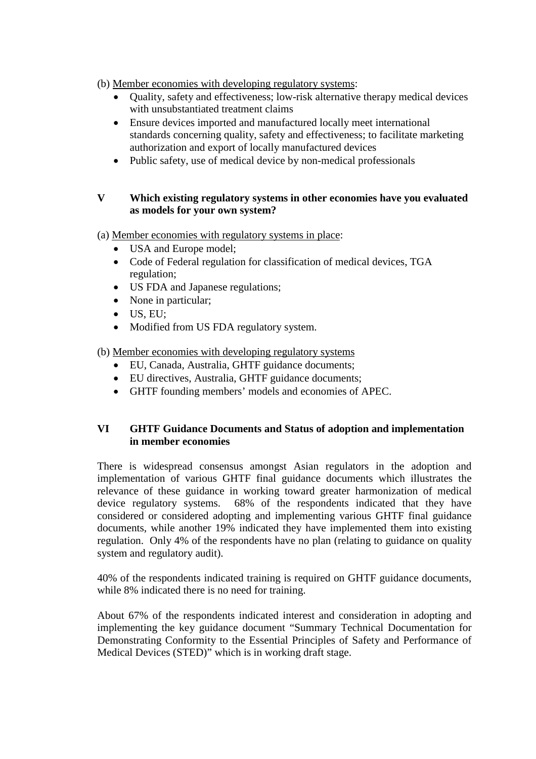(b) Member economies with developing regulatory systems:

- Quality, safety and effectiveness; low-risk alternative therapy medical devices with unsubstantiated treatment claims
- Ensure devices imported and manufactured locally meet international standards concerning quality, safety and effectiveness; to facilitate marketing authorization and export of locally manufactured devices
- Public safety, use of medical device by non-medical professionals

## V Which existing regulatory systems in other economies have you evaluated as models for your own system?

(a) Member economies with regulatory systems in place:

- USA and Europe model;
- Code of Federal regulation for classification of medical devices, TGA regulation;
- US FDA and Japanese regulations;
- None in particular;
- US, EU;
- Modified from US FDA regulatory system.

(b) Member economies with developing regulatory systems

- EU, Canada, Australia, GHTF guidance documents;
- EU directives, Australia, GHTF guidance documents;
- GHTF founding members' models and economies of APEC.

## VI GHTF Guidance Documents and Status of adoption and implementation in member economies

There is widespread consensus amongst Asian regulators in the adoption and implementation of various GHTF final guidance documents which illustrates the relevance of these guidance in working toward greater harmonization of medical device regulatory systems. 68% of the respondents indicated that they have considered or considered adopting and implementing various GHTF final guidance documents, while another 19% indicated they have implemented them into existing regulation. Only 4% of the respondents have no plan (relating to guidance on quality system and regulatory audit).

40% of the respondents indicated training is required on GHTF guidance documents, while 8% indicated there is no need for training.

About 67% of the respondents indicated interest and consideration in adopting and implementing the key guidance document "Summary Technical Documentation for Demonstrating Conformity to the Essential Principles of Safety and Performance of Medical Devices (STED)" which is in working draft stage.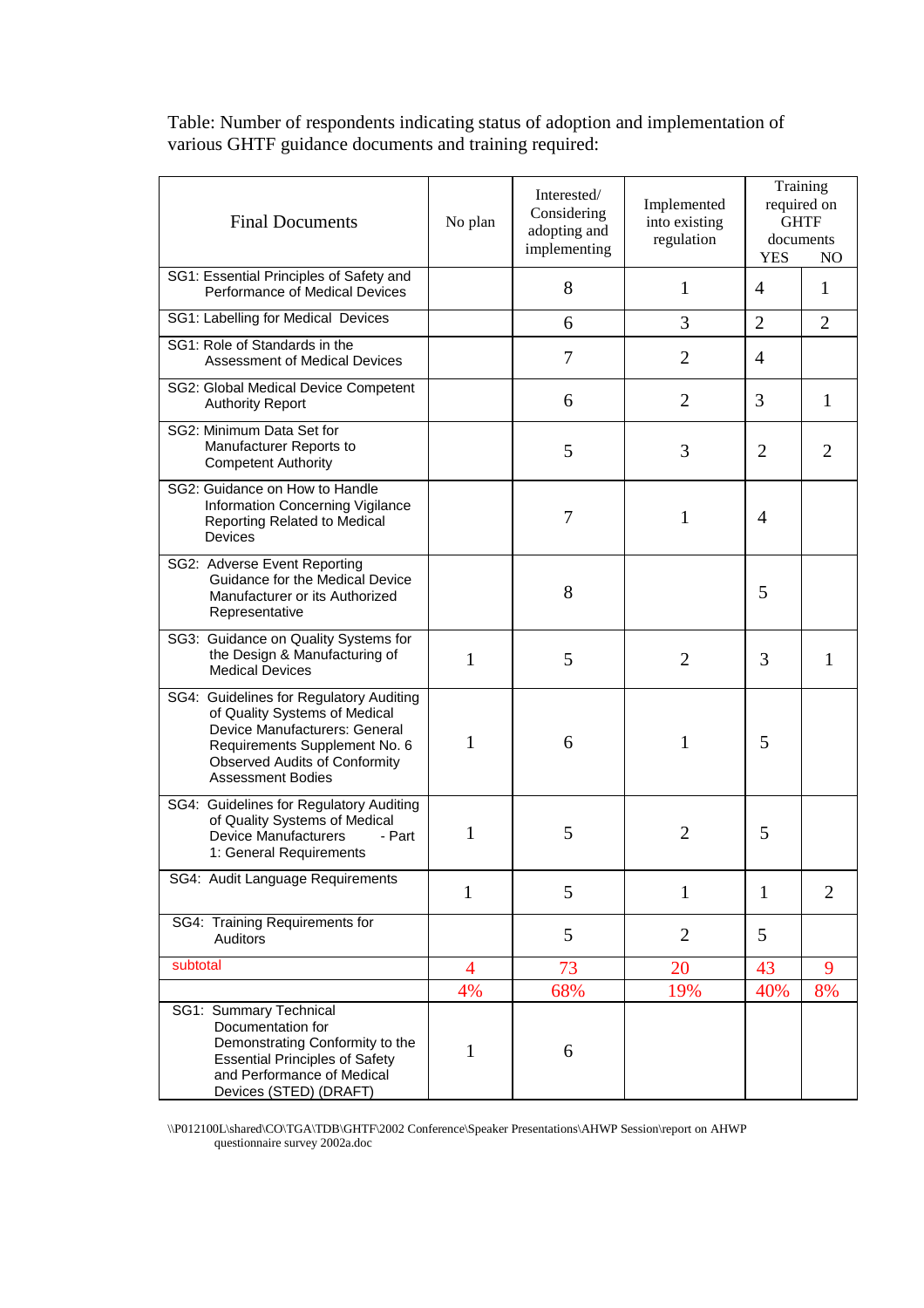Table: Number of respondents indicating status of adoption and implementation of various GHTF guidance documents and training required:

| Final Documents | No plan | Interested/ Considering adopting and implementing | Implemented into existing regulation | Training required on GHTF documents | |
|---|---|---|---|---|---|
| | | | | YES | NO |
| SG1: Essential Principles of Safety and Performance of Medical Devices | | 8 | 1 | 4 | 1 |
| SG1: Labelling for Medical Devices | | 6 | 3 | 2 | 2 |
| SG1: Role of Standards in the Assessment of Medical Devices | | 7 | 2 | 4 | |
| SG2: Global Medical Device Competent Authority Report | | 6 | 2 | 3 | 1 |
| SG2: Minimum Data Set for Manufacturer Reports to Competent Authority | | 5 | 3 | 2 | 2 |
| SG2: Guidance on How to Handle Information Concerning Vigilance Reporting Related to Medical Devices | | 7 | 1 | 4 | |
| SG2: Adverse Event Reporting Guidance for the Medical Device Manufacturer or its Authorized Representative | | 8 | | 5 | |
| SG3: Guidance on Quality Systems for the Design & Manufacturing of Medical Devices | 1 | 5 | 2 | 3 | 1 |
| SG4: Guidelines for Regulatory Auditing of Quality Systems of Medical Device Manufacturers: General Requirements Supplement No. 6 Observed Audits of Conformity Assessment Bodies | 1 | 6 | 1 | 5 | |
| SG4: Guidelines for Regulatory Auditing of Quality Systems of Medical Device Manufacturers - Part 1: General Requirements | 1 | 5 | 2 | 5 | |
| SG4: Audit Language Requirements | 1 | 5 | 1 | 1 | 2 |
| SG4: Training Requirements for Auditors | | 5 | 2 | 5 | |
| subtotal | 4 | 73 | 20 | 43 | 9 |
| | 4% | 68% | 19% | 40% | 8% |
| SG1: Summary Technical Documentation for Demonstrating Conformity to the Essential Principles of Safety and Performance of Medical Devices (STED) (DRAFT) | 1 | 6 | | | |

\\P012100L\shared\CO\TGA\TDB\GHTF\2002 Conference\Speaker Presentations\AHWP Session\report on AHWP questionnaire survey 2002a.doc